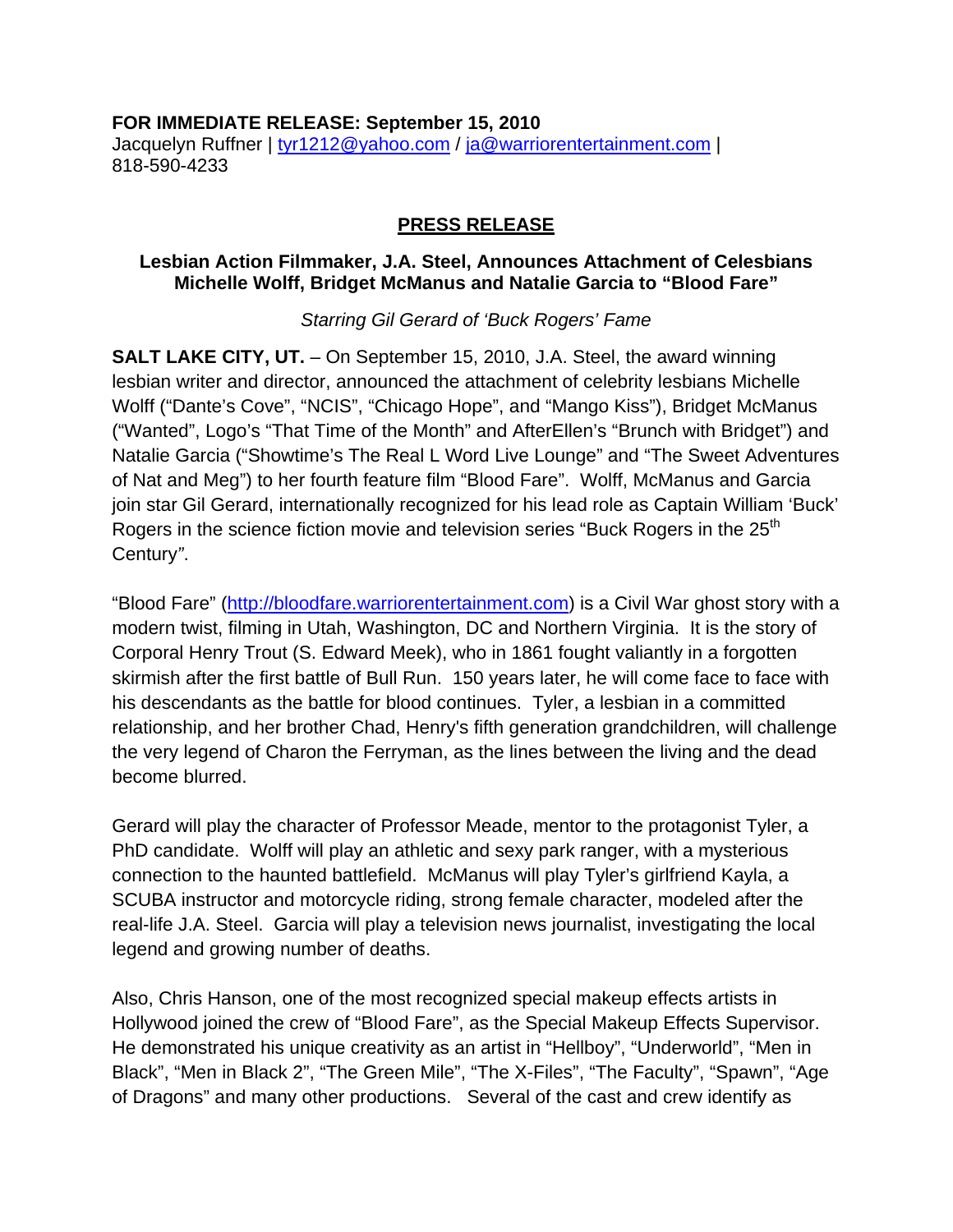**FOR IMMEDIATE RELEASE: September 15, 2010**
Jacquelyn Ruffner | tyr1212@yahoo.com / ja@warriorentertainment.com | 818-590-4233

## PRESS RELEASE

### Lesbian Action Filmmaker, J.A. Steel, Announces Attachment of Celesbians Michelle Wolff, Bridget McManus and Natalie Garcia to "Blood Fare"

*Starring Gil Gerard of 'Buck Rogers' Fame*

**SALT LAKE CITY, UT.** – On September 15, 2010, J.A. Steel, the award winning lesbian writer and director, announced the attachment of celebrity lesbians Michelle Wolff ("Dante's Cove", "NCIS", "Chicago Hope", and "Mango Kiss"), Bridget McManus ("Wanted", Logo's "That Time of the Month" and AfterEllen's "Brunch with Bridget") and Natalie Garcia ("Showtime's The Real L Word Live Lounge" and "The Sweet Adventures of Nat and Meg") to her fourth feature film "Blood Fare". Wolff, McManus and Garcia join star Gil Gerard, internationally recognized for his lead role as Captain William 'Buck' Rogers in the science fiction movie and television series "Buck Rogers in the 25th Century".

"Blood Fare" (http://bloodfare.warriorentertainment.com) is a Civil War ghost story with a modern twist, filming in Utah, Washington, DC and Northern Virginia. It is the story of Corporal Henry Trout (S. Edward Meek), who in 1861 fought valiantly in a forgotten skirmish after the first battle of Bull Run. 150 years later, he will come face to face with his descendants as the battle for blood continues. Tyler, a lesbian in a committed relationship, and her brother Chad, Henry's fifth generation grandchildren, will challenge the very legend of Charon the Ferryman, as the lines between the living and the dead become blurred.

Gerard will play the character of Professor Meade, mentor to the protagonist Tyler, a PhD candidate. Wolff will play an athletic and sexy park ranger, with a mysterious connection to the haunted battlefield. McManus will play Tyler's girlfriend Kayla, a SCUBA instructor and motorcycle riding, strong female character, modeled after the real-life J.A. Steel. Garcia will play a television news journalist, investigating the local legend and growing number of deaths.

Also, Chris Hanson, one of the most recognized special makeup effects artists in Hollywood joined the crew of "Blood Fare", as the Special Makeup Effects Supervisor. He demonstrated his unique creativity as an artist in "Hellboy", "Underworld", "Men in Black", "Men in Black 2", "The Green Mile", "The X-Files", "The Faculty", "Spawn", "Age of Dragons" and many other productions. Several of the cast and crew identify as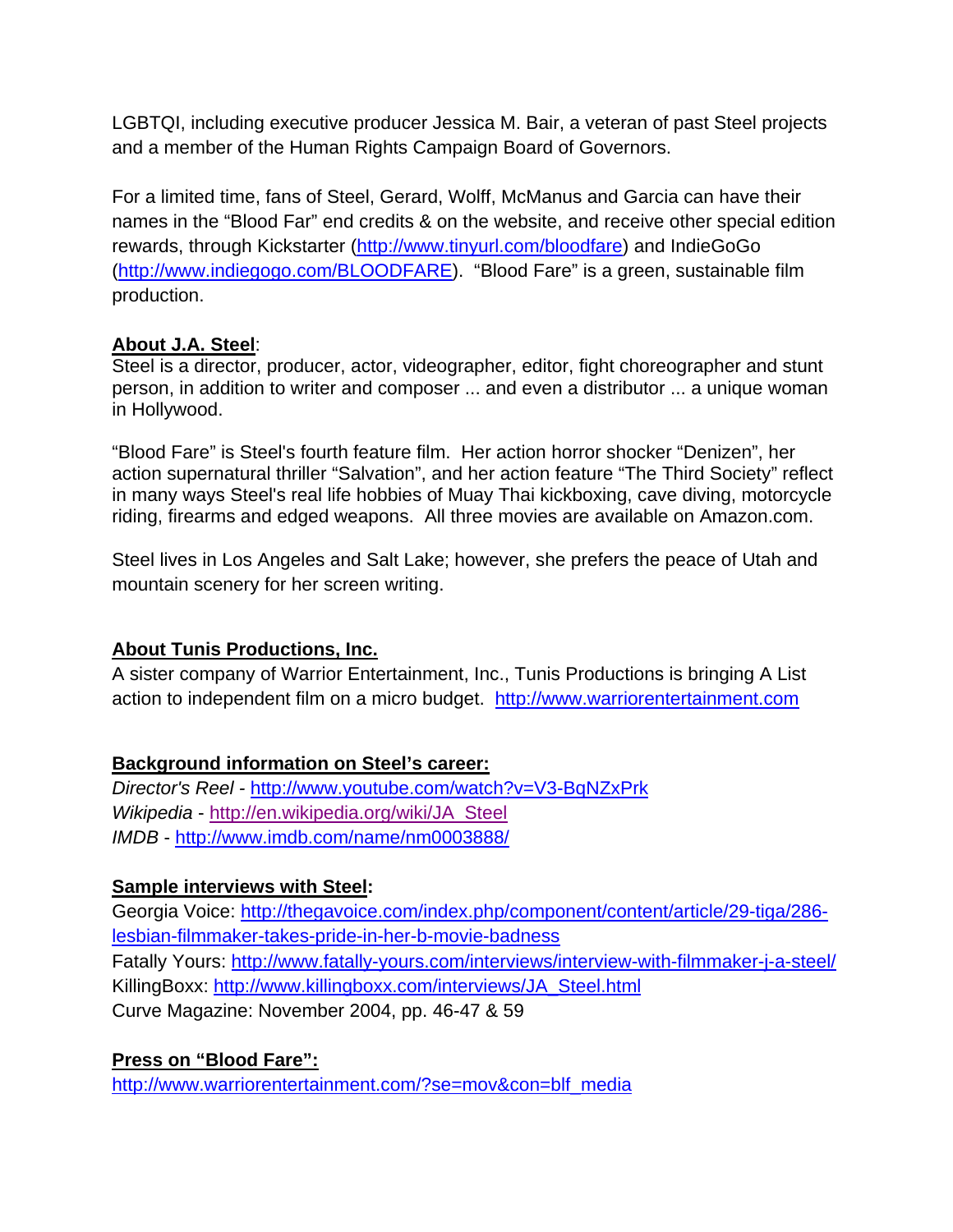LGBTQI, including executive producer Jessica M. Bair, a veteran of past Steel projects and a member of the Human Rights Campaign Board of Governors.

For a limited time, fans of Steel, Gerard, Wolff, McManus and Garcia can have their names in the "Blood Far" end credits & on the website, and receive other special edition rewards, through Kickstarter (http://www.tinyurl.com/bloodfare) and IndieGoGo (http://www.indiegogo.com/BLOODFARE). "Blood Fare" is a green, sustainable film production.

**About J.A. Steel**:
Steel is a director, producer, actor, videographer, editor, fight choreographer and stunt person, in addition to writer and composer ... and even a distributor ... a unique woman in Hollywood.

"Blood Fare" is Steel's fourth feature film. Her action horror shocker "Denizen", her action supernatural thriller "Salvation", and her action feature "The Third Society" reflect in many ways Steel's real life hobbies of Muay Thai kickboxing, cave diving, motorcycle riding, firearms and edged weapons. All three movies are available on Amazon.com.

Steel lives in Los Angeles and Salt Lake; however, she prefers the peace of Utah and mountain scenery for her screen writing.

**About Tunis Productions, Inc.**
A sister company of Warrior Entertainment, Inc., Tunis Productions is bringing A List action to independent film on a micro budget. http://www.warriorentertainment.com

**Background information on Steel's career:**
*Director's Reel* - http://www.youtube.com/watch?v=V3-BqNZxPrk
*Wikipedia* - http://en.wikipedia.org/wiki/JA_Steel
*IMDB* - http://www.imdb.com/name/nm0003888/

**Sample interviews with Steel:**
Georgia Voice: http://thegavoice.com/index.php/component/content/article/29-tiga/286-lesbian-filmmaker-takes-pride-in-her-b-movie-badness
Fatally Yours: http://www.fatally-yours.com/interviews/interview-with-filmmaker-j-a-steel/
KillingBoxx: http://www.killingboxx.com/interviews/JA_Steel.html
Curve Magazine: November 2004, pp. 46-47 & 59

**Press on "Blood Fare":**
http://www.warriorentertainment.com/?se=mov&con=blf_media